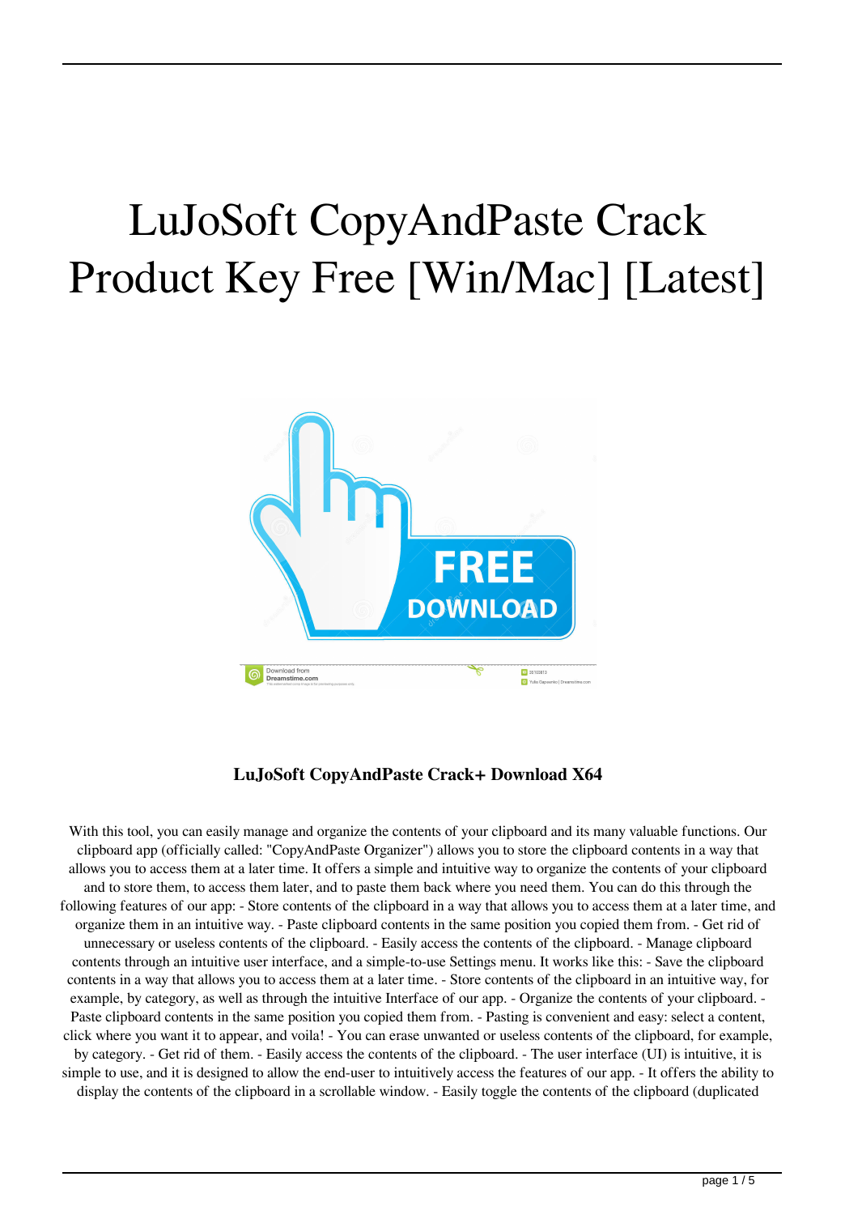# LuJoSoft CopyAndPaste Crack Product Key Free [Win/Mac] [Latest]

### LuJoSoft CopyAndPaste Crack+ Download X64

With this tool, you can easily manage and organize the contents of your clipboard and its many valuable functions. Our clipboard app (officially called: "CopyAndPaste Organizer") allows you to store the clipboard contents in a way that allows you to access them at a later time. It offers a simple and intuitive way to organize the contents of your clipboard and to store them, to access them later, and to paste them back where you need them. You can do this through the following features of our app: - Store contents of the clipboard in a way that allows you to access them at a later time, and organize them in an intuitive way. - Paste clipboard contents in the same position you copied them from. - Get rid of unnecessary or useless contents of the clipboard. - Easily access the contents of the clipboard. - Manage clipboard contents through an intuitive user interface, and a simple-to-use Settings menu. It works like this: - Save the clipboard contents in a way that allows you to access them at a later time. - Store contents of the clipboard in an intuitive way, for example, by category, as well as through the intuitive Interface of our app. - Organize the contents of your clipboard. - Paste clipboard contents in the same position you copied them from. - Pasting is convenient and easy: select a content, click where you want it to appear, and voila! - You can erase unwanted or useless contents of the clipboard, for example, by category. - Get rid of them. - Easily access the contents of the clipboard. - The user interface (UI) is intuitive, it is simple to use, and it is designed to allow the end-user to intuitively access the features of our app. - It offers the ability to display the contents of the clipboard in a scrollable window. - Easily toggle the contents of the clipboard (duplicated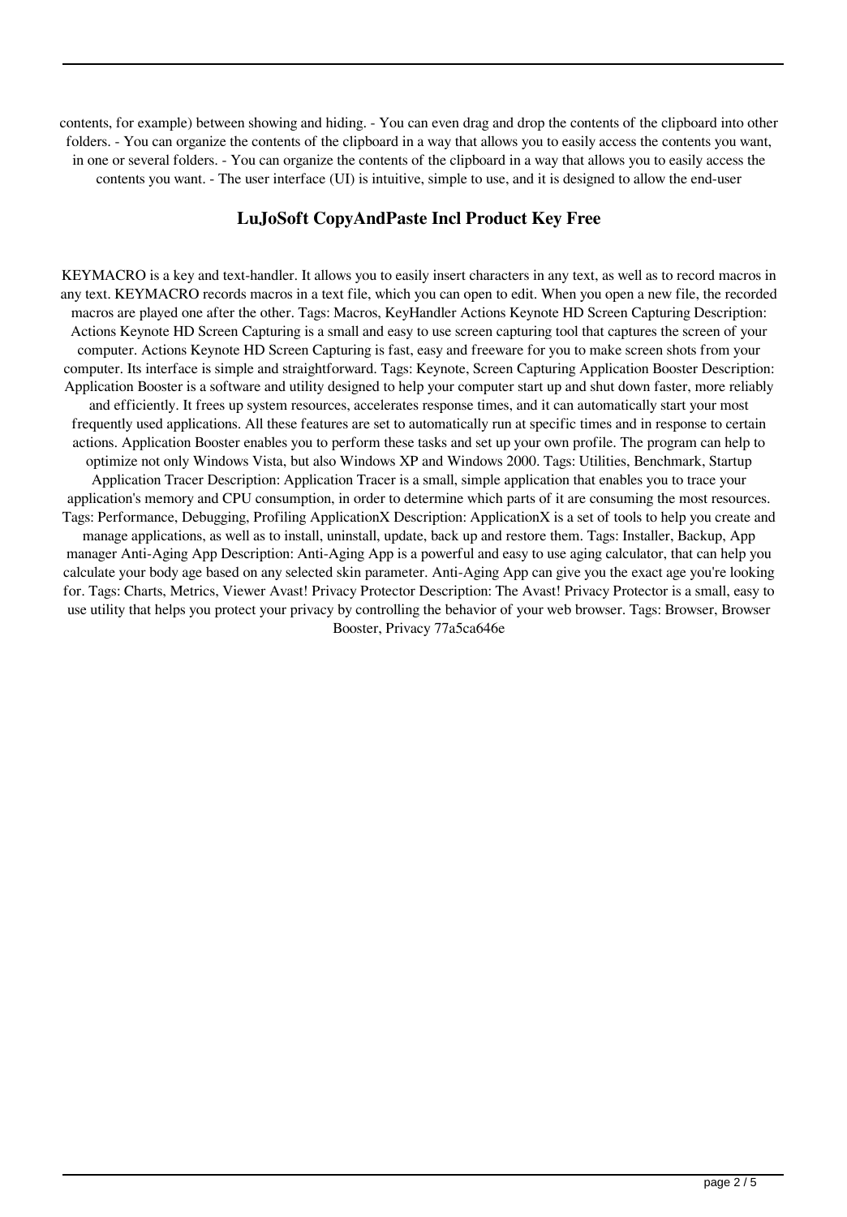contents, for example) between showing and hiding. - You can even drag and drop the contents of the clipboard into other folders. - You can organize the contents of the clipboard in a way that allows you to easily access the contents you want, in one or several folders. - You can organize the contents of the clipboard in a way that allows you to easily access the contents you want. - The user interface (UI) is intuitive, simple to use, and it is designed to allow the end-user

## LuJoSoft CopyAndPaste Incl Product Key Free

KEYMACRO is a key and text-handler. It allows you to easily insert characters in any text, as well as to record macros in any text. KEYMACRO records macros in a text file, which you can open to edit. When you open a new file, the recorded macros are played one after the other. Tags: Macros, KeyHandler Actions Keynote HD Screen Capturing Description: Actions Keynote HD Screen Capturing is a small and easy to use screen capturing tool that captures the screen of your computer. Actions Keynote HD Screen Capturing is fast, easy and freeware for you to make screen shots from your computer. Its interface is simple and straightforward. Tags: Keynote, Screen Capturing Application Booster Description: Application Booster is a software and utility designed to help your computer start up and shut down faster, more reliably and efficiently. It frees up system resources, accelerates response times, and it can automatically start your most frequently used applications. All these features are set to automatically run at specific times and in response to certain actions. Application Booster enables you to perform these tasks and set up your own profile. The program can help to optimize not only Windows Vista, but also Windows XP and Windows 2000. Tags: Utilities, Benchmark, Startup Application Tracer Description: Application Tracer is a small, simple application that enables you to trace your application's memory and CPU consumption, in order to determine which parts of it are consuming the most resources. Tags: Performance, Debugging, Profiling ApplicationX Description: ApplicationX is a set of tools to help you create and manage applications, as well as to install, uninstall, update, back up and restore them. Tags: Installer, Backup, App manager Anti-Aging App Description: Anti-Aging App is a powerful and easy to use aging calculator, that can help you calculate your body age based on any selected skin parameter. Anti-Aging App can give you the exact age you're looking for. Tags: Charts, Metrics, Viewer Avast! Privacy Protector Description: The Avast! Privacy Protector is a small, easy to use utility that helps you protect your privacy by controlling the behavior of your web browser. Tags: Browser, Browser Booster, Privacy 77a5ca646e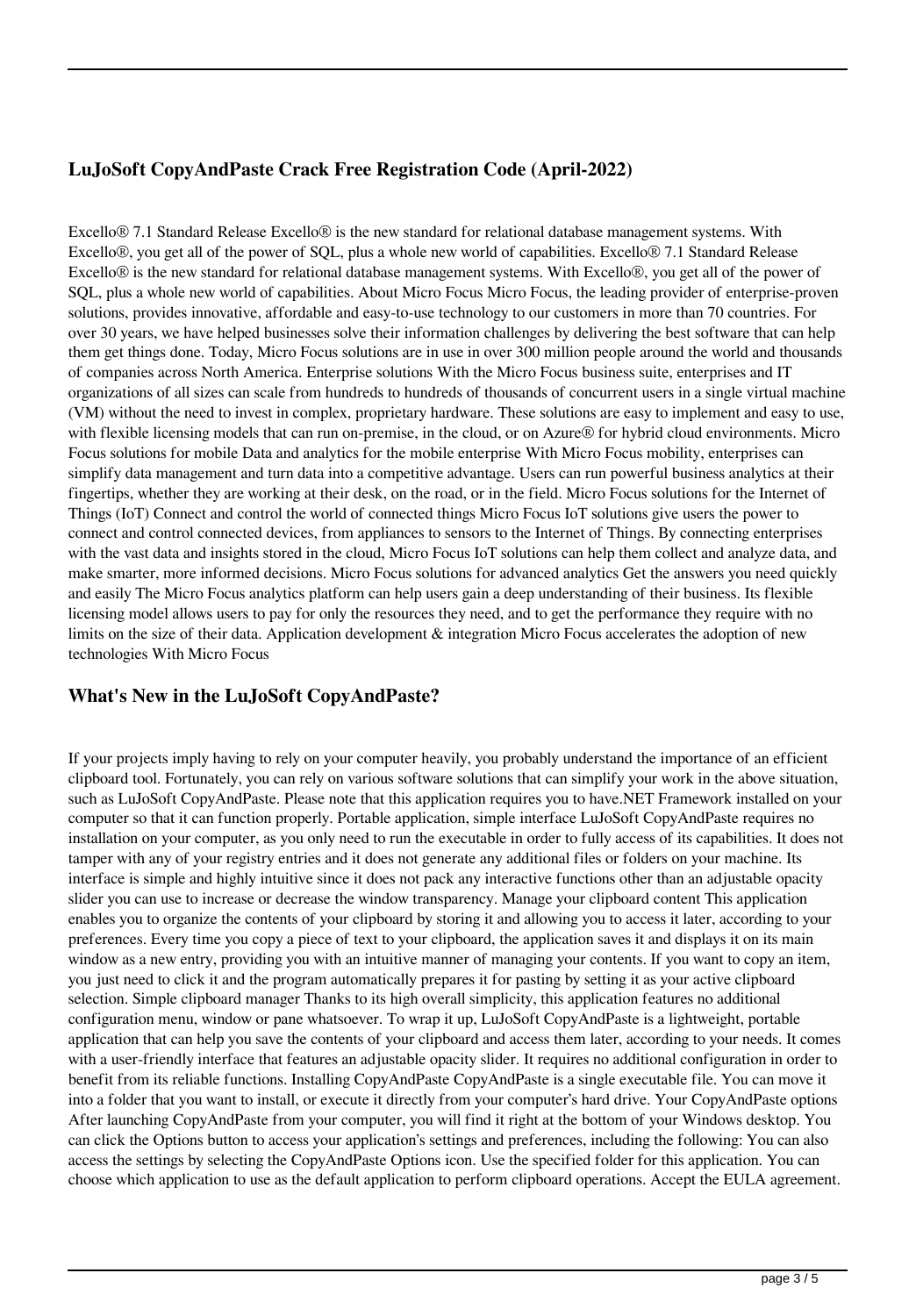## LuJoSoft CopyAndPaste Crack Free Registration Code (April-2022)

Excello® 7.1 Standard Release Excello® is the new standard for relational database management systems. With Excello®, you get all of the power of SQL, plus a whole new world of capabilities. Excello® 7.1 Standard Release Excello® is the new standard for relational database management systems. With Excello®, you get all of the power of SQL, plus a whole new world of capabilities. About Micro Focus Micro Focus, the leading provider of enterprise-proven solutions, provides innovative, affordable and easy-to-use technology to our customers in more than 70 countries. For over 30 years, we have helped businesses solve their information challenges by delivering the best software that can help them get things done. Today, Micro Focus solutions are in use in over 300 million people around the world and thousands of companies across North America. Enterprise solutions With the Micro Focus business suite, enterprises and IT organizations of all sizes can scale from hundreds to hundreds of thousands of concurrent users in a single virtual machine (VM) without the need to invest in complex, proprietary hardware. These solutions are easy to implement and easy to use, with flexible licensing models that can run on-premise, in the cloud, or on Azure® for hybrid cloud environments. Micro Focus solutions for mobile Data and analytics for the mobile enterprise With Micro Focus mobility, enterprises can simplify data management and turn data into a competitive advantage. Users can run powerful business analytics at their fingertips, whether they are working at their desk, on the road, or in the field. Micro Focus solutions for the Internet of Things (IoT) Connect and control the world of connected things Micro Focus IoT solutions give users the power to connect and control connected devices, from appliances to sensors to the Internet of Things. By connecting enterprises with the vast data and insights stored in the cloud, Micro Focus IoT solutions can help them collect and analyze data, and make smarter, more informed decisions. Micro Focus solutions for advanced analytics Get the answers you need quickly and easily The Micro Focus analytics platform can help users gain a deep understanding of their business. Its flexible licensing model allows users to pay for only the resources they need, and to get the performance they require with no limits on the size of their data. Application development & integration Micro Focus accelerates the adoption of new technologies With Micro Focus

## What's New in the LuJoSoft CopyAndPaste?

If your projects imply having to rely on your computer heavily, you probably understand the importance of an efficient clipboard tool. Fortunately, you can rely on various software solutions that can simplify your work in the above situation, such as LuJoSoft CopyAndPaste. Please note that this application requires you to have.NET Framework installed on your computer so that it can function properly. Portable application, simple interface LuJoSoft CopyAndPaste requires no installation on your computer, as you only need to run the executable in order to fully access of its capabilities. It does not tamper with any of your registry entries and it does not generate any additional files or folders on your machine. Its interface is simple and highly intuitive since it does not pack any interactive functions other than an adjustable opacity slider you can use to increase or decrease the window transparency. Manage your clipboard content This application enables you to organize the contents of your clipboard by storing it and allowing you to access it later, according to your preferences. Every time you copy a piece of text to your clipboard, the application saves it and displays it on its main window as a new entry, providing you with an intuitive manner of managing your contents. If you want to copy an item, you just need to click it and the program automatically prepares it for pasting by setting it as your active clipboard selection. Simple clipboard manager Thanks to its high overall simplicity, this application features no additional configuration menu, window or pane whatsoever. To wrap it up, LuJoSoft CopyAndPaste is a lightweight, portable application that can help you save the contents of your clipboard and access them later, according to your needs. It comes with a user-friendly interface that features an adjustable opacity slider. It requires no additional configuration in order to benefit from its reliable functions. Installing CopyAndPaste CopyAndPaste is a single executable file. You can move it into a folder that you want to install, or execute it directly from your computer's hard drive. Your CopyAndPaste options After launching CopyAndPaste from your computer, you will find it right at the bottom of your Windows desktop. You can click the Options button to access your application's settings and preferences, including the following: You can also access the settings by selecting the CopyAndPaste Options icon. Use the specified folder for this application. You can choose which application to use as the default application to perform clipboard operations. Accept the EULA agreement.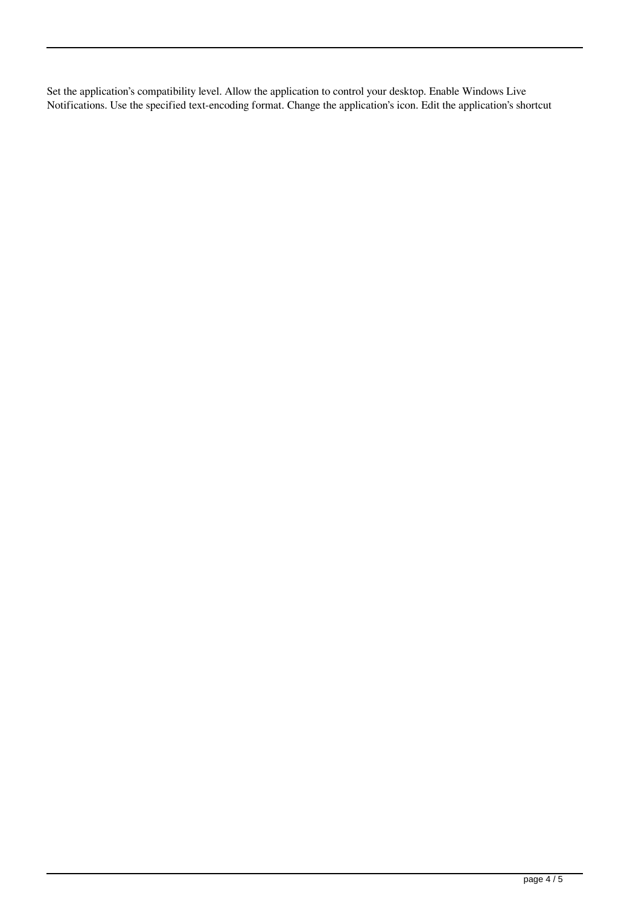Set the application's compatibility level. Allow the application to control your desktop. Enable Windows Live Notifications. Use the specified text-encoding format. Change the application's icon. Edit the application's shortcut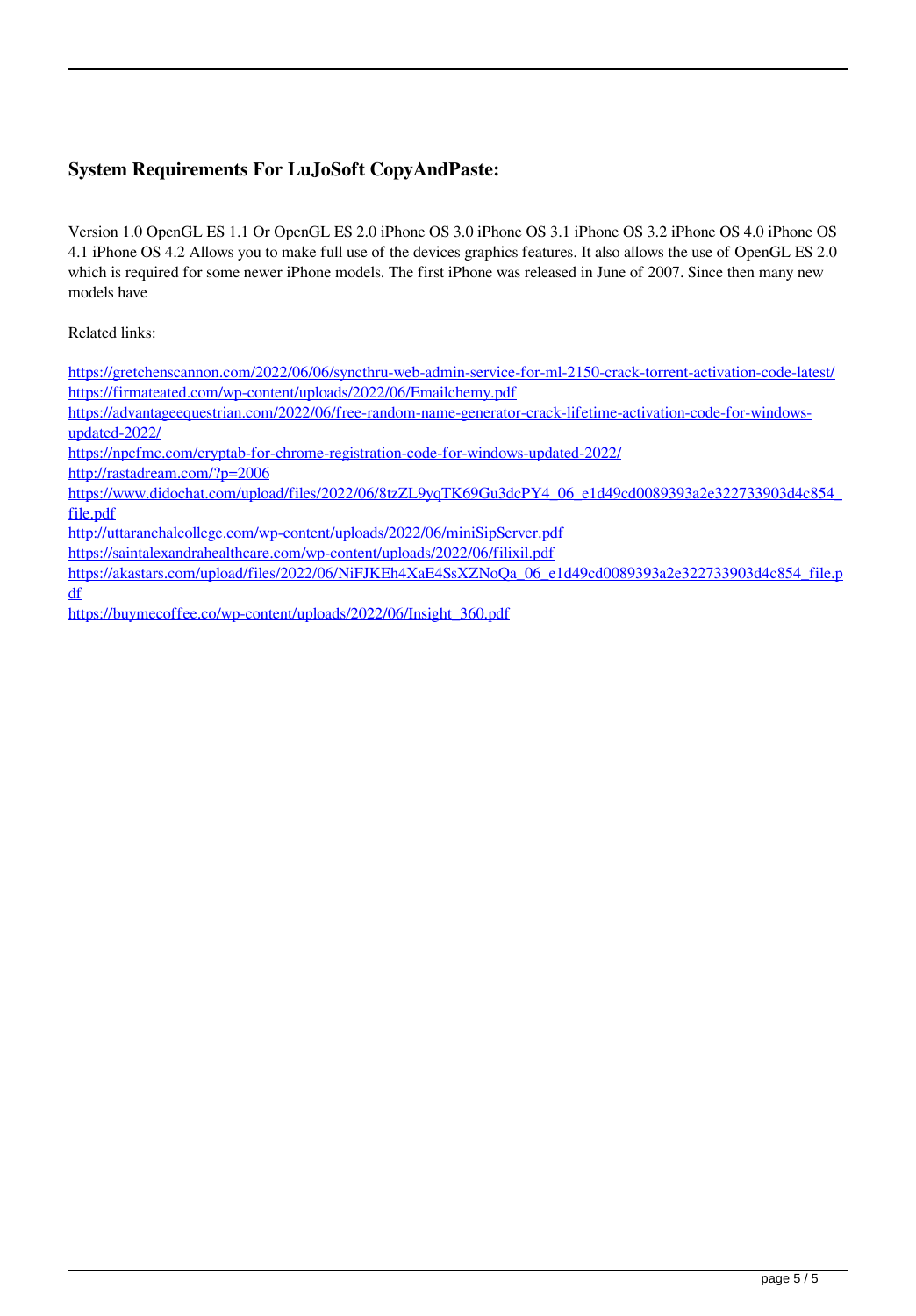### System Requirements For LuJoSoft CopyAndPaste:

Version 1.0 OpenGL ES 1.1 Or OpenGL ES 2.0 iPhone OS 3.0 iPhone OS 3.1 iPhone OS 3.2 iPhone OS 4.0 iPhone OS 4.1 iPhone OS 4.2 Allows you to make full use of the devices graphics features. It also allows the use of OpenGL ES 2.0 which is required for some newer iPhone models. The first iPhone was released in June of 2007. Since then many new models have

Related links:

https://gretchenscannon.com/2022/06/06/syncthru-web-admin-service-for-ml-2150-crack-torrent-activation-code-latest/
https://firmateated.com/wp-content/uploads/2022/06/Emailchemy.pdf
https://advantageequestrian.com/2022/06/free-random-name-generator-crack-lifetime-activation-code-for-windows-updated-2022/
https://npcfmc.com/cryptab-for-chrome-registration-code-for-windows-updated-2022/
http://rastadream.com/?p=2006
https://www.didochat.com/upload/files/2022/06/8tzZL9yqTK69Gu3dcPY4_06_e1d49cd0089393a2e322733903d4c854_file.pdf
http://uttaranchalcollege.com/wp-content/uploads/2022/06/miniSipServer.pdf
https://saintalexandrahealthcare.com/wp-content/uploads/2022/06/filixil.pdf
https://akastars.com/upload/files/2022/06/NiFJKEh4XaE4SsXZNoQa_06_e1d49cd0089393a2e322733903d4c854_file.pdf
https://buymecoffee.co/wp-content/uploads/2022/06/Insight_360.pdf